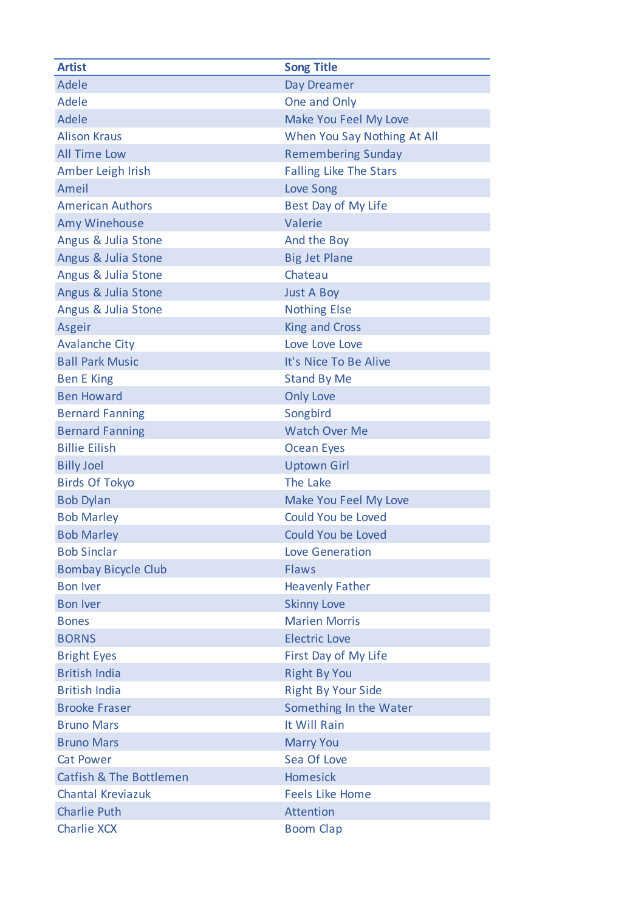| Artist | Song Title |
|---|---|
| Adele | Day Dreamer |
| Adele | One and Only |
| Adele | Make You Feel My Love |
| Alison Kraus | When You Say Nothing At All |
| All Time Low | Remembering Sunday |
| Amber Leigh Irish | Falling Like The Stars |
| Ameil | Love Song |
| American Authors | Best Day of My Life |
| Amy Winehouse | Valerie |
| Angus & Julia Stone | And the Boy |
| Angus & Julia Stone | Big Jet Plane |
| Angus & Julia Stone | Chateau |
| Angus & Julia Stone | Just A Boy |
| Angus & Julia Stone | Nothing Else |
| Asgeir | King and Cross |
| Avalanche City | Love Love Love |
| Ball Park Music | It's Nice To Be Alive |
| Ben E King | Stand By Me |
| Ben Howard | Only Love |
| Bernard Fanning | Songbird |
| Bernard Fanning | Watch Over Me |
| Billie Eilish | Ocean Eyes |
| Billy Joel | Uptown Girl |
| Birds Of Tokyo | The Lake |
| Bob Dylan | Make You Feel My Love |
| Bob Marley | Could You be Loved |
| Bob Marley | Could You be Loved |
| Bob Sinclar | Love Generation |
| Bombay Bicycle Club | Flaws |
| Bon Iver | Heavenly Father |
| Bon Iver | Skinny Love |
| Bones | Marien Morris |
| BORNS | Electric Love |
| Bright Eyes | First Day of My Life |
| British India | Right By You |
| British India | Right By Your Side |
| Brooke Fraser | Something In the Water |
| Bruno Mars | It Will Rain |
| Bruno Mars | Marry You |
| Cat Power | Sea Of Love |
| Catfish & The Bottlemen | Homesick |
| Chantal Kreviazuk | Feels Like Home |
| Charlie Puth | Attention |
| Charlie XCX | Boom Clap |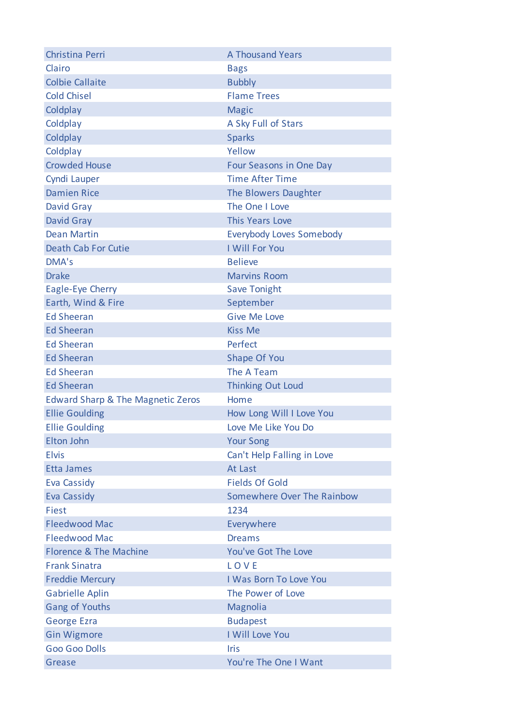| Christina Perri | A Thousand Years |
|---|---|
| Clairo | Bags |
| Colbie Callaite | Bubbly |
| Cold Chisel | Flame Trees |
| Coldplay | Magic |
| Coldplay | A Sky Full of Stars |
| Coldplay | Sparks |
| Coldplay | Yellow |
| Crowded House | Four Seasons in One Day |
| Cyndi Lauper | Time After Time |
| Damien Rice | The Blowers Daughter |
| David Gray | The One I Love |
| David Gray | This Years Love |
| Dean Martin | Everybody Loves Somebody |
| Death Cab For Cutie | I Will For You |
| DMA's | Believe |
| Drake | Marvins Room |
| Eagle-Eye Cherry | Save Tonight |
| Earth, Wind & Fire | September |
| Ed Sheeran | Give Me Love |
| Ed Sheeran | Kiss Me |
| Ed Sheeran | Perfect |
| Ed Sheeran | Shape Of You |
| Ed Sheeran | The A Team |
| Ed Sheeran | Thinking Out Loud |
| Edward Sharp & The Magnetic Zeros | Home |
| Ellie Goulding | How Long Will I Love You |
| Ellie Goulding | Love Me Like You Do |
| Elton John | Your Song |
| Elvis | Can't Help Falling in Love |
| Etta James | At Last |
| Eva Cassidy | Fields Of Gold |
| Eva Cassidy | Somewhere Over The Rainbow |
| Fiest | 1234 |
| Fleedwood Mac | Everywhere |
| Fleedwood Mac | Dreams |
| Florence & The Machine | You've Got The Love |
| Frank Sinatra | L O V E |
| Freddie Mercury | I Was Born To Love You |
| Gabrielle Aplin | The Power of Love |
| Gang of Youths | Magnolia |
| George Ezra | Budapest |
| Gin Wigmore | I Will Love You |
| Goo Goo Dolls | Iris |
| Grease | You're The One I Want |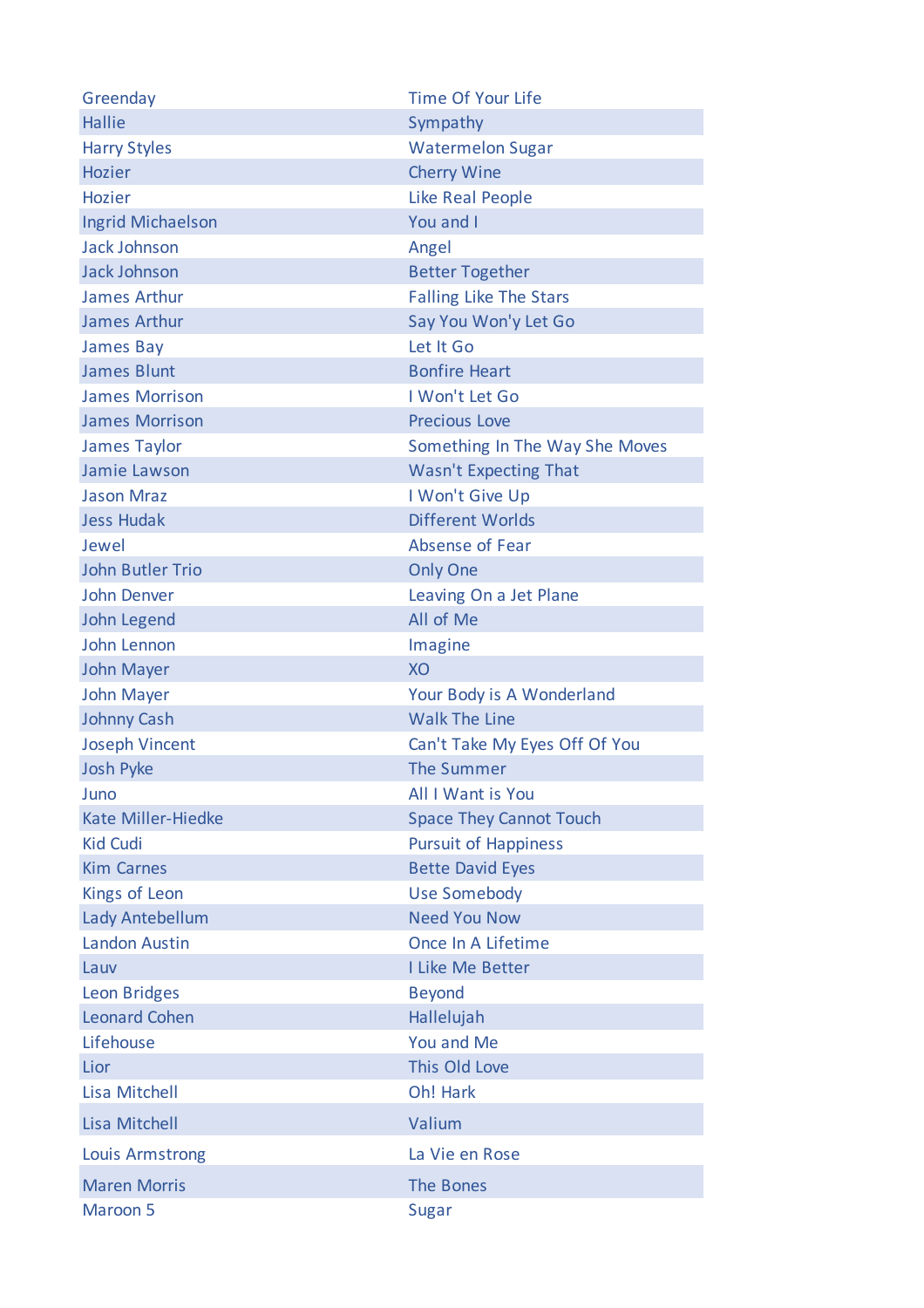| | |
|---|---|
| Greenday | Time Of Your Life |
| Hallie | Sympathy |
| Harry Styles | Watermelon Sugar |
| Hozier | Cherry Wine |
| Hozier | Like Real People |
| Ingrid Michaelson | You and I |
| Jack Johnson | Angel |
| Jack Johnson | Better Together |
| James Arthur | Falling Like The Stars |
| James Arthur | Say You Won'y Let Go |
| James Bay | Let It Go |
| James Blunt | Bonfire Heart |
| James Morrison | I Won't Let Go |
| James Morrison | Precious Love |
| James Taylor | Something In The Way She Moves |
| Jamie Lawson | Wasn't Expecting That |
| Jason Mraz | I Won't Give Up |
| Jess Hudak | Different Worlds |
| Jewel | Absense of Fear |
| John Butler Trio | Only One |
| John Denver | Leaving On a Jet Plane |
| John Legend | All of Me |
| John Lennon | Imagine |
| John Mayer | XO |
| John Mayer | Your Body is A Wonderland |
| Johnny Cash | Walk The Line |
| Joseph Vincent | Can't Take My Eyes Off Of You |
| Josh Pyke | The Summer |
| Juno | All I Want is You |
| Kate Miller-Hiedke | Space They Cannot Touch |
| Kid Cudi | Pursuit of Happiness |
| Kim Carnes | Bette David Eyes |
| Kings of Leon | Use Somebody |
| Lady Antebellum | Need You Now |
| Landon Austin | Once In A Lifetime |
| Lauv | I Like Me Better |
| Leon Bridges | Beyond |
| Leonard Cohen | Hallelujah |
| Lifehouse | You and Me |
| Lior | This Old Love |
| Lisa Mitchell | Oh! Hark |
| Lisa Mitchell | Valium |
| Louis Armstrong | La Vie en Rose |
| Maren Morris | The Bones |
| Maroon 5 | Sugar |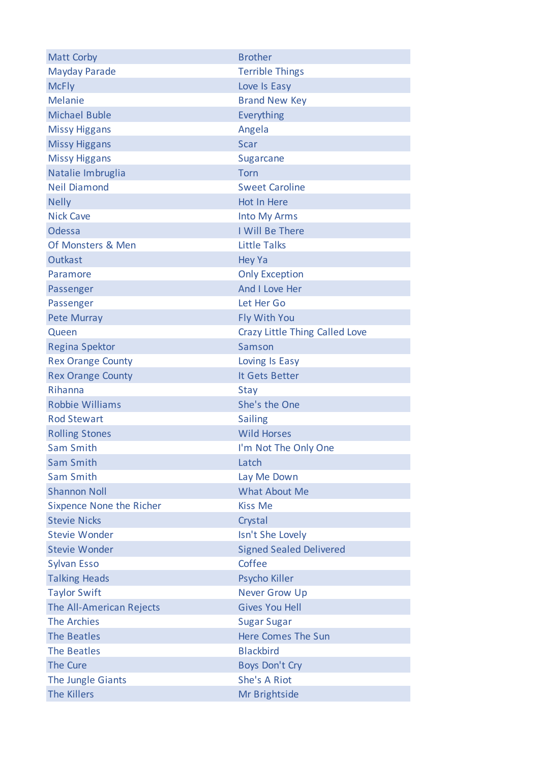| | |
|---|---|
| Matt Corby | Brother |
| Mayday Parade | Terrible Things |
| McFly | Love Is Easy |
| Melanie | Brand New Key |
| Michael Buble | Everything |
| Missy Higgans | Angela |
| Missy Higgans | Scar |
| Missy Higgans | Sugarcane |
| Natalie Imbruglia | Torn |
| Neil Diamond | Sweet Caroline |
| Nelly | Hot In Here |
| Nick Cave | Into My Arms |
| Odessa | I Will Be There |
| Of Monsters & Men | Little Talks |
| Outkast | Hey Ya |
| Paramore | Only Exception |
| Passenger | And I Love Her |
| Passenger | Let Her Go |
| Pete Murray | Fly With You |
| Queen | Crazy Little Thing Called Love |
| Regina Spektor | Samson |
| Rex Orange County | Loving Is Easy |
| Rex Orange County | It Gets Better |
| Rihanna | Stay |
| Robbie Williams | She's the One |
| Rod Stewart | Sailing |
| Rolling Stones | Wild Horses |
| Sam Smith | I'm Not The Only One |
| Sam Smith | Latch |
| Sam Smith | Lay Me Down |
| Shannon Noll | What About Me |
| Sixpence None the Richer | Kiss Me |
| Stevie Nicks | Crystal |
| Stevie Wonder | Isn't She Lovely |
| Stevie Wonder | Signed Sealed Delivered |
| Sylvan Esso | Coffee |
| Talking Heads | Psycho Killer |
| Taylor Swift | Never Grow Up |
| The All-American Rejects | Gives You Hell |
| The Archies | Sugar Sugar |
| The Beatles | Here Comes The Sun |
| The Beatles | Blackbird |
| The Cure | Boys Don't Cry |
| The Jungle Giants | She's A Riot |
| The Killers | Mr Brightside |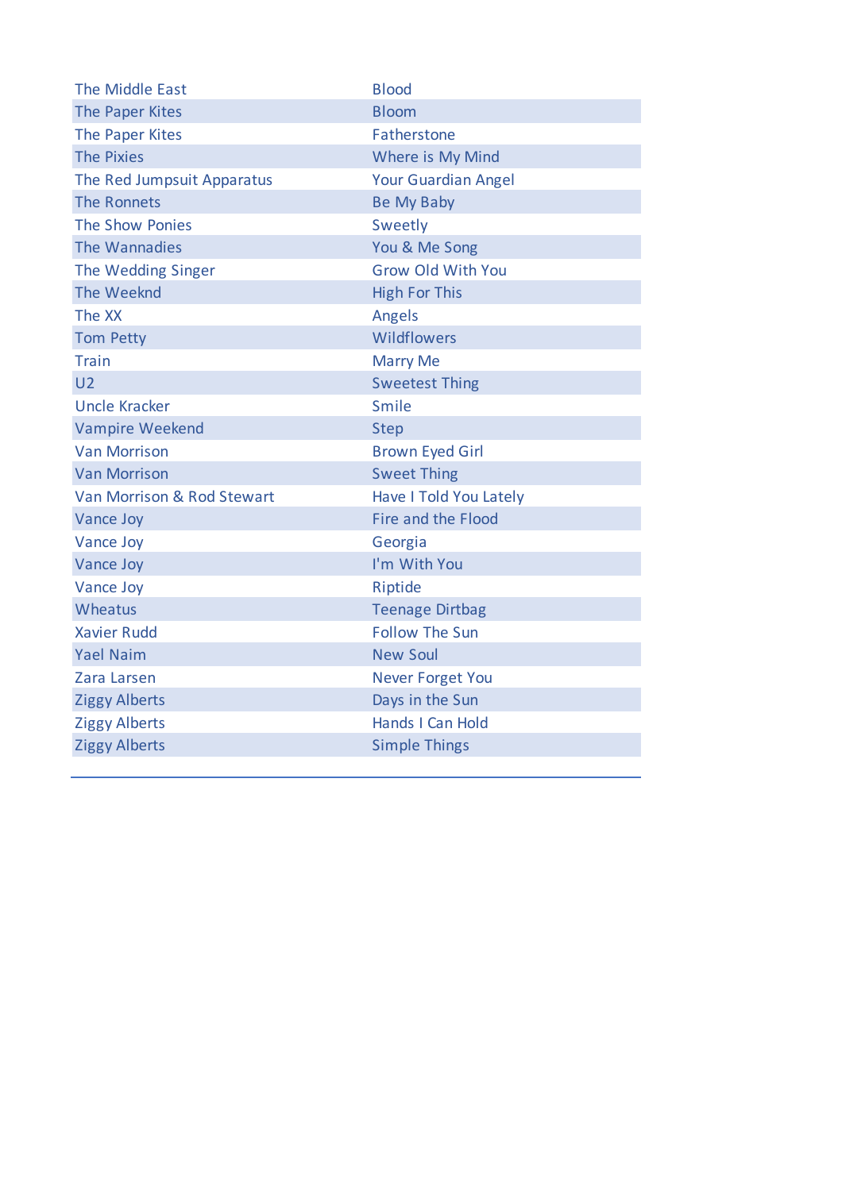| | |
|---|---|
| The Middle East | Blood |
| The Paper Kites | Bloom |
| The Paper Kites | Fatherstone |
| The Pixies | Where is My Mind |
| The Red Jumpsuit Apparatus | Your Guardian Angel |
| The Ronnets | Be My Baby |
| The Show Ponies | Sweetly |
| The Wannadies | You & Me Song |
| The Wedding Singer | Grow Old With You |
| The Weeknd | High For This |
| The XX | Angels |
| Tom Petty | Wildflowers |
| Train | Marry Me |
| U2 | Sweetest Thing |
| Uncle Kracker | Smile |
| Vampire Weekend | Step |
| Van Morrison | Brown Eyed Girl |
| Van Morrison | Sweet Thing |
| Van Morrison & Rod Stewart | Have I Told You Lately |
| Vance Joy | Fire and the Flood |
| Vance Joy | Georgia |
| Vance Joy | I'm With You |
| Vance Joy | Riptide |
| Wheatus | Teenage Dirtbag |
| Xavier Rudd | Follow The Sun |
| Yael Naim | New Soul |
| Zara Larsen | Never Forget You |
| Ziggy Alberts | Days in the Sun |
| Ziggy Alberts | Hands I Can Hold |
| Ziggy Alberts | Simple Things |